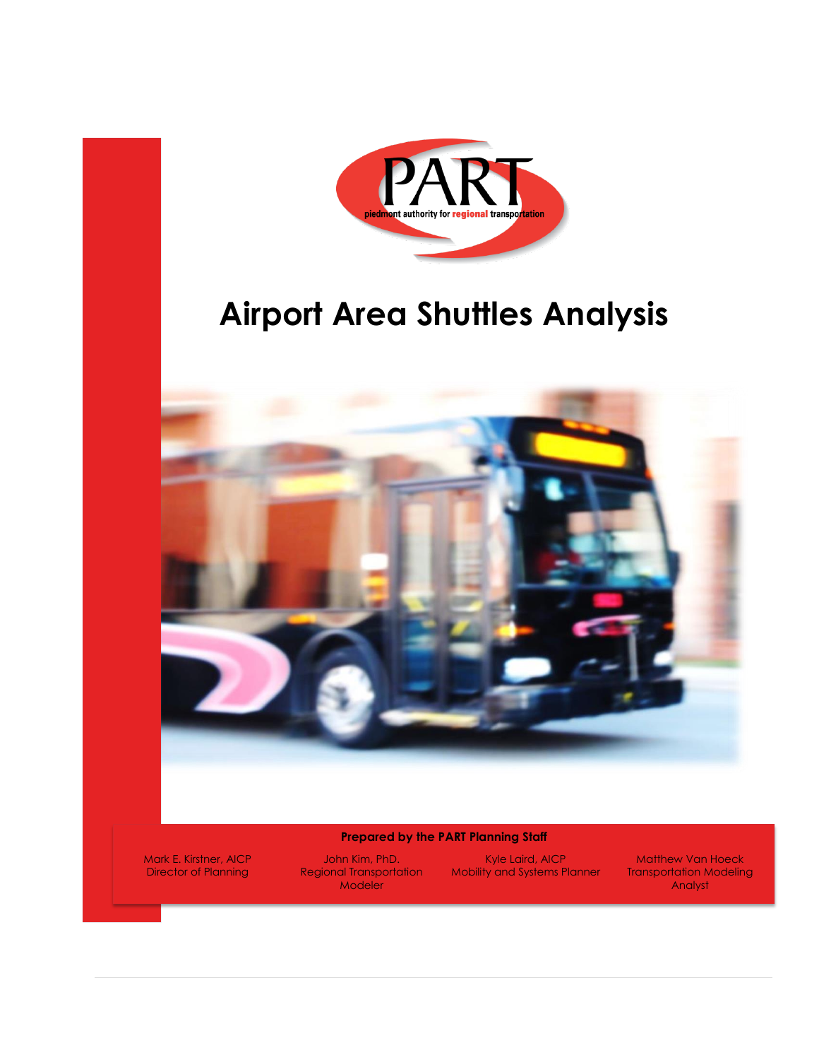PART

piedmont authority for regional transportation

# Airport Area Shuttles Analysis

**Prepared by the PART Planning Staff**

Mark E. Kirstner, AICP
Director of Planning

John Kim, PhD.
Regional Transportation Modeler

Kyle Laird, AICP
Mobility and Systems Planner

Matthew Van Hoeck
Transportation Modeling Analyst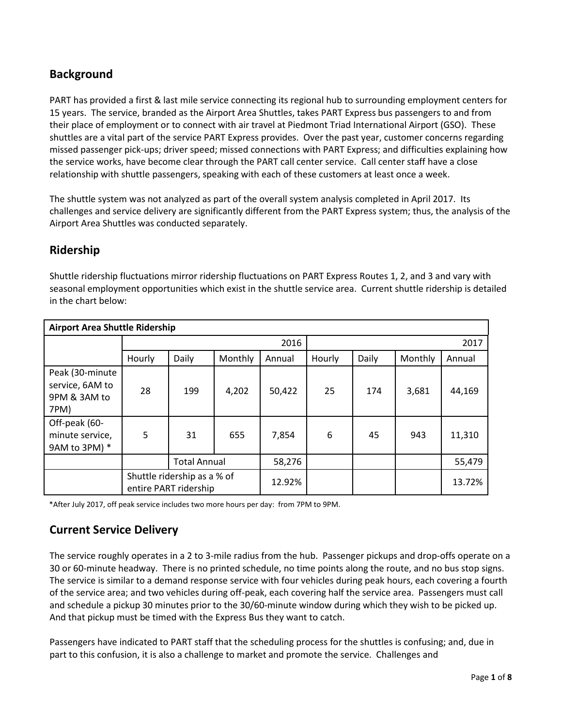## Background

PART has provided a first & last mile service connecting its regional hub to surrounding employment centers for 15 years. The service, branded as the Airport Area Shuttles, takes PART Express bus passengers to and from their place of employment or to connect with air travel at Piedmont Triad International Airport (GSO). These shuttles are a vital part of the service PART Express provides. Over the past year, customer concerns regarding missed passenger pick-ups; driver speed; missed connections with PART Express; and difficulties explaining how the service works, have become clear through the PART call center service. Call center staff have a close relationship with shuttle passengers, speaking with each of these customers at least once a week.

The shuttle system was not analyzed as part of the overall system analysis completed in April 2017. Its challenges and service delivery are significantly different from the PART Express system; thus, the analysis of the Airport Area Shuttles was conducted separately.

## Ridership

Shuttle ridership fluctuations mirror ridership fluctuations on PART Express Routes 1, 2, and 3 and vary with seasonal employment opportunities which exist in the shuttle service area. Current shuttle ridership is detailed in the chart below:

| **Airport Area Shuttle Ridership** | | | | | | | | |
|---|---|---|---|---|---|---|---|---|
| | | | | 2016 | | | | 2017 |
| | Hourly | Daily | Monthly | Annual | Hourly | Daily | Monthly | Annual |
| Peak (30-minute service, 6AM to 9PM & 3AM to 7PM) | 28 | 199 | 4,202 | 50,422 | 25 | 174 | 3,681 | 44,169 |
| Off-peak (60-minute service, 9AM to 3PM) * | 5 | 31 | 655 | 7,854 | 6 | 45 | 943 | 11,310 |
| | | Total Annual | | 58,276 | | | | 55,479 |
| | Shuttle ridership as a % of entire PART ridership | | | 12.92% | | | | 13.72% |

*After July 2017, off peak service includes two more hours per day: from 7PM to 9PM.

## Current Service Delivery

The service roughly operates in a 2 to 3-mile radius from the hub. Passenger pickups and drop-offs operate on a 30 or 60-minute headway. There is no printed schedule, no time points along the route, and no bus stop signs. The service is similar to a demand response service with four vehicles during peak hours, each covering a fourth of the service area; and two vehicles during off-peak, each covering half the service area. Passengers must call and schedule a pickup 30 minutes prior to the 30/60-minute window during which they wish to be picked up. And that pickup must be timed with the Express Bus they want to catch.

Passengers have indicated to PART staff that the scheduling process for the shuttles is confusing; and, due in part to this confusion, it is also a challenge to market and promote the service. Challenges and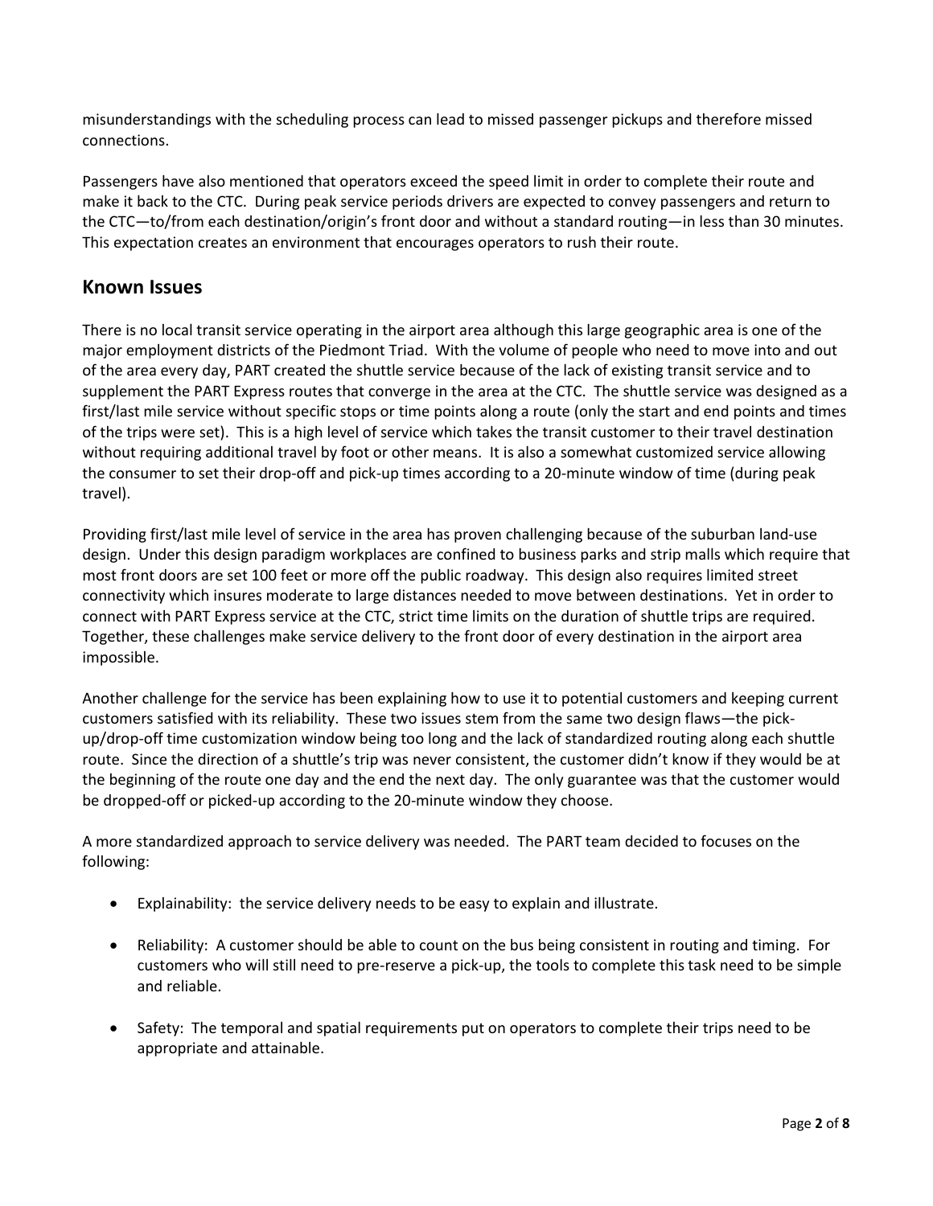misunderstandings with the scheduling process can lead to missed passenger pickups and therefore missed connections.

Passengers have also mentioned that operators exceed the speed limit in order to complete their route and make it back to the CTC. During peak service periods drivers are expected to convey passengers and return to the CTC—to/from each destination/origin's front door and without a standard routing—in less than 30 minutes. This expectation creates an environment that encourages operators to rush their route.

## Known Issues

There is no local transit service operating in the airport area although this large geographic area is one of the major employment districts of the Piedmont Triad. With the volume of people who need to move into and out of the area every day, PART created the shuttle service because of the lack of existing transit service and to supplement the PART Express routes that converge in the area at the CTC. The shuttle service was designed as a first/last mile service without specific stops or time points along a route (only the start and end points and times of the trips were set). This is a high level of service which takes the transit customer to their travel destination without requiring additional travel by foot or other means. It is also a somewhat customized service allowing the consumer to set their drop-off and pick-up times according to a 20-minute window of time (during peak travel).

Providing first/last mile level of service in the area has proven challenging because of the suburban land-use design. Under this design paradigm workplaces are confined to business parks and strip malls which require that most front doors are set 100 feet or more off the public roadway. This design also requires limited street connectivity which insures moderate to large distances needed to move between destinations. Yet in order to connect with PART Express service at the CTC, strict time limits on the duration of shuttle trips are required. Together, these challenges make service delivery to the front door of every destination in the airport area impossible.

Another challenge for the service has been explaining how to use it to potential customers and keeping current customers satisfied with its reliability. These two issues stem from the same two design flaws—the pick-up/drop-off time customization window being too long and the lack of standardized routing along each shuttle route. Since the direction of a shuttle's trip was never consistent, the customer didn't know if they would be at the beginning of the route one day and the end the next day. The only guarantee was that the customer would be dropped-off or picked-up according to the 20-minute window they choose.

A more standardized approach to service delivery was needed. The PART team decided to focuses on the following:

- Explainability: the service delivery needs to be easy to explain and illustrate.
- Reliability: A customer should be able to count on the bus being consistent in routing and timing. For customers who will still need to pre-reserve a pick-up, the tools to complete this task need to be simple and reliable.
- Safety: The temporal and spatial requirements put on operators to complete their trips need to be appropriate and attainable.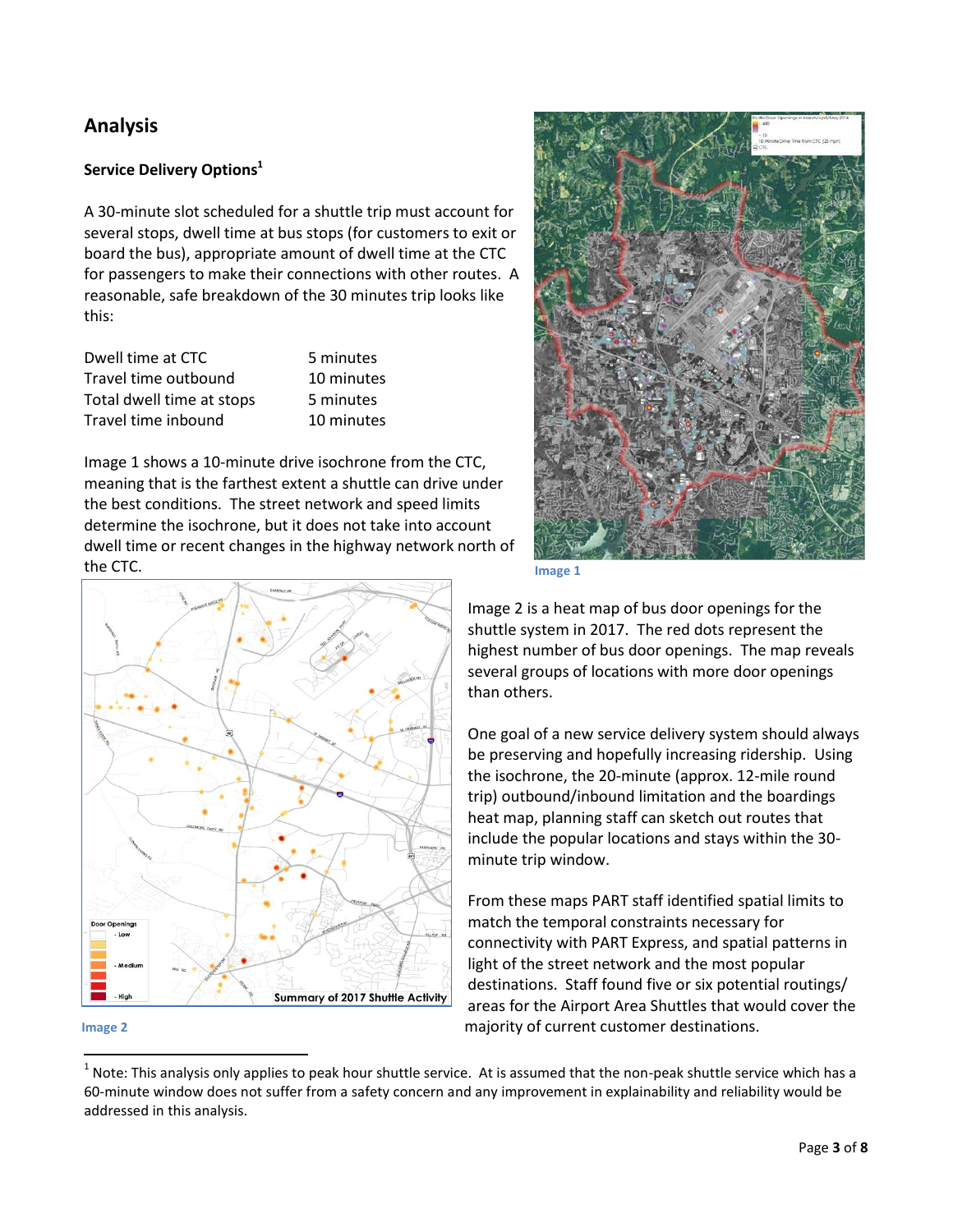## Analysis

### Service Delivery Options[1]

A 30-minute slot scheduled for a shuttle trip must account for several stops, dwell time at bus stops (for customers to exit or board the bus), appropriate amount of dwell time at the CTC for passengers to make their connections with other routes. A reasonable, safe breakdown of the 30 minutes trip looks like this:

| | |
|---|---|
| Dwell time at CTC | 5 minutes |
| Travel time outbound | 10 minutes |
| Total dwell time at stops | 5 minutes |
| Travel time inbound | 10 minutes |

Image 1 shows a 10-minute drive isochrone from the CTC, meaning that is the farthest extent a shuttle can drive under the best conditions. The street network and speed limits determine the isochrone, but it does not take into account dwell time or recent changes in the highway network north of the CTC.

Image 1

Image 2

Image 2 is a heat map of bus door openings for the shuttle system in 2017. The red dots represent the highest number of bus door openings. The map reveals several groups of locations with more door openings than others.

One goal of a new service delivery system should always be preserving and hopefully increasing ridership. Using the isochrone, the 20-minute (approx. 12-mile round trip) outbound/inbound limitation and the boardings heat map, planning staff can sketch out routes that include the popular locations and stays within the 30-minute trip window.

From these maps PART staff identified spatial limits to match the temporal constraints necessary for connectivity with PART Express, and spatial patterns in light of the street network and the most popular destinations. Staff found five or six potential routings/ areas for the Airport Area Shuttles that would cover the majority of current customer destinations.

[1] Note: This analysis only applies to peak hour shuttle service. At is assumed that the non-peak shuttle service which has a 60-minute window does not suffer from a safety concern and any improvement in explainability and reliability would be addressed in this analysis.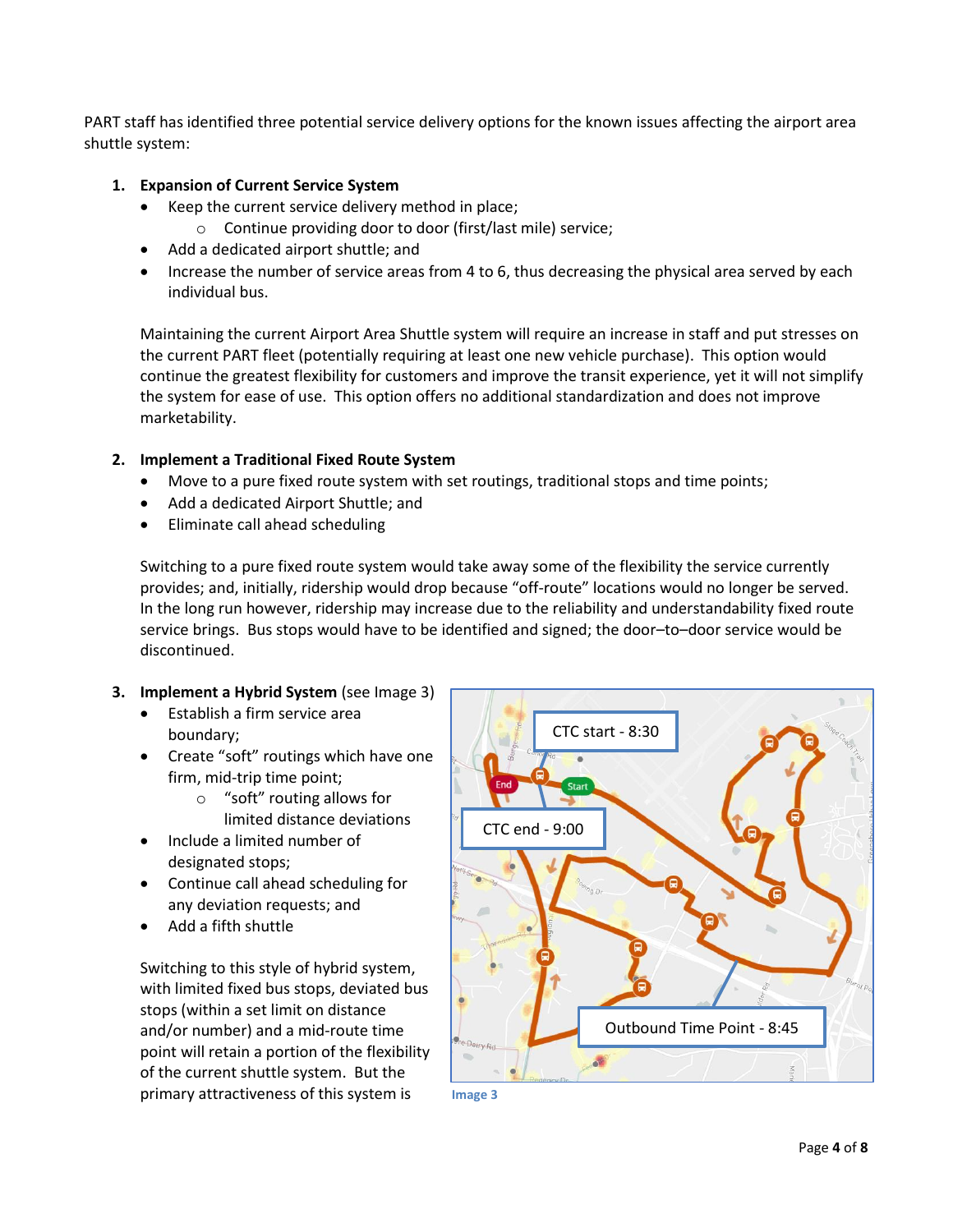PART staff has identified three potential service delivery options for the known issues affecting the airport area shuttle system:

1. **Expansion of Current Service System**
   - Keep the current service delivery method in place;
     - Continue providing door to door (first/last mile) service;
   - Add a dedicated airport shuttle; and
   - Increase the number of service areas from 4 to 6, thus decreasing the physical area served by each individual bus.

   Maintaining the current Airport Area Shuttle system will require an increase in staff and put stresses on the current PART fleet (potentially requiring at least one new vehicle purchase). This option would continue the greatest flexibility for customers and improve the transit experience, yet it will not simplify the system for ease of use. This option offers no additional standardization and does not improve marketability.

2. **Implement a Traditional Fixed Route System**
   - Move to a pure fixed route system with set routings, traditional stops and time points;
   - Add a dedicated Airport Shuttle; and
   - Eliminate call ahead scheduling

   Switching to a pure fixed route system would take away some of the flexibility the service currently provides; and, initially, ridership would drop because "off-route" locations would no longer be served. In the long run however, ridership may increase due to the reliability and understandability fixed route service brings. Bus stops would have to be identified and signed; the door–to–door service would be discontinued.

3. **Implement a Hybrid System** (see Image 3)
   - Establish a firm service area boundary;
   - Create "soft" routings which have one firm, mid-trip time point;
     - "soft" routing allows for limited distance deviations
   - Include a limited number of designated stops;
   - Continue call ahead scheduling for any deviation requests; and
   - Add a fifth shuttle

   Switching to this style of hybrid system, with limited fixed bus stops, deviated bus stops (within a set limit on distance and/or number) and a mid-route time point will retain a portion of the flexibility of the current shuttle system. But the primary attractiveness of this system is

Image 3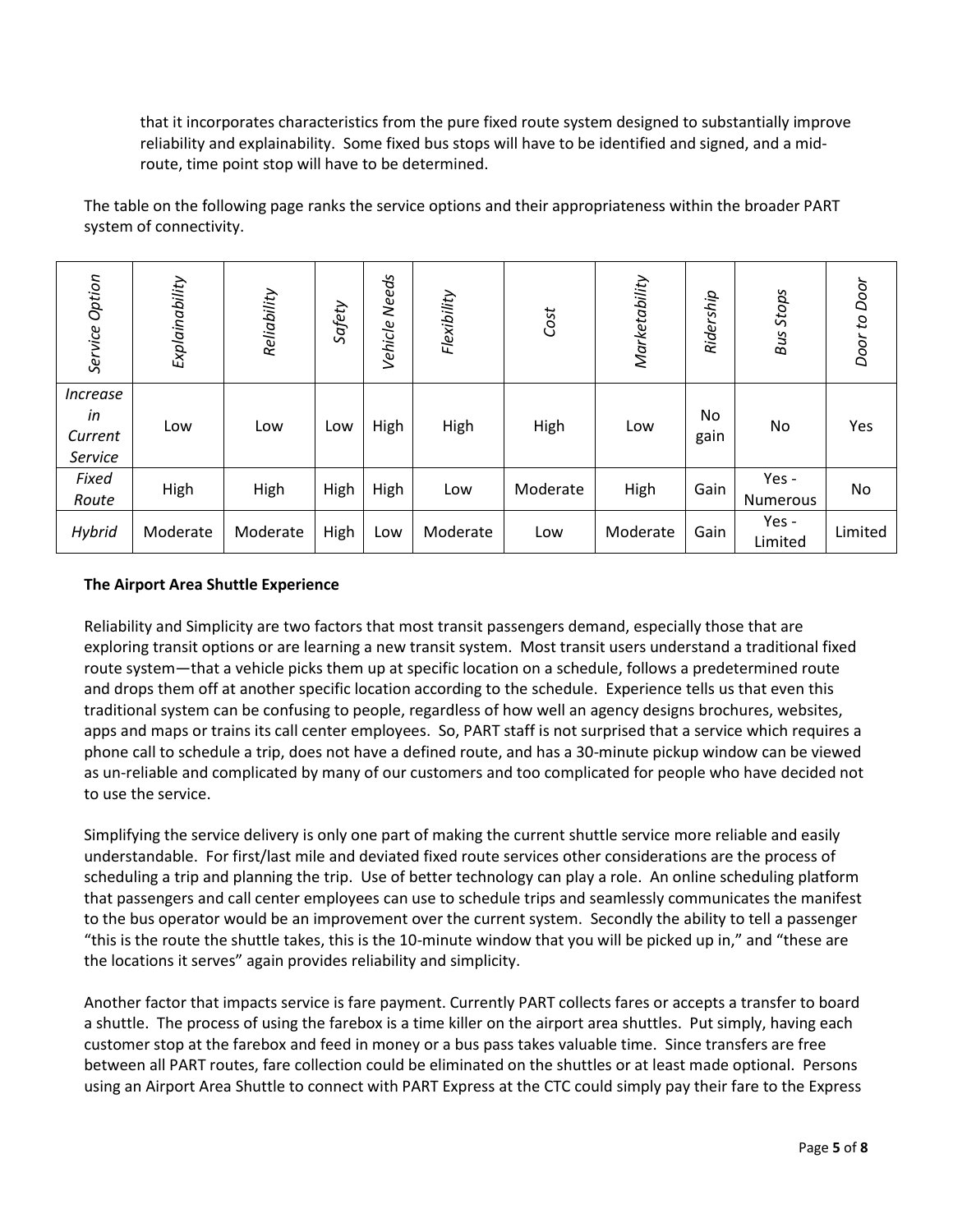that it incorporates characteristics from the pure fixed route system designed to substantially improve reliability and explainability. Some fixed bus stops will have to be identified and signed, and a mid-route, time point stop will have to be determined.

The table on the following page ranks the service options and their appropriateness within the broader PART system of connectivity.

| *Service Option* | *Explainability* | *Reliability* | *Safety* | *Vehicle Needs* | *Flexibility* | *Cost* | *Marketability* | *Ridership* | *Bus Stops* | *Door to Door* |
|---|---|---|---|---|---|---|---|---|---|---|
| *Increase in Current Service* | Low | Low | Low | High | High | High | Low | No gain | No | Yes |
| *Fixed Route* | High | High | High | High | Low | Moderate | High | Gain | Yes - Numerous | No |
| *Hybrid* | Moderate | Moderate | High | Low | Moderate | Low | Moderate | Gain | Yes - Limited | Limited |

**The Airport Area Shuttle Experience**

Reliability and Simplicity are two factors that most transit passengers demand, especially those that are exploring transit options or are learning a new transit system. Most transit users understand a traditional fixed route system—that a vehicle picks them up at specific location on a schedule, follows a predetermined route and drops them off at another specific location according to the schedule. Experience tells us that even this traditional system can be confusing to people, regardless of how well an agency designs brochures, websites, apps and maps or trains its call center employees. So, PART staff is not surprised that a service which requires a phone call to schedule a trip, does not have a defined route, and has a 30-minute pickup window can be viewed as un-reliable and complicated by many of our customers and too complicated for people who have decided not to use the service.

Simplifying the service delivery is only one part of making the current shuttle service more reliable and easily understandable. For first/last mile and deviated fixed route services other considerations are the process of scheduling a trip and planning the trip. Use of better technology can play a role. An online scheduling platform that passengers and call center employees can use to schedule trips and seamlessly communicates the manifest to the bus operator would be an improvement over the current system. Secondly the ability to tell a passenger "this is the route the shuttle takes, this is the 10-minute window that you will be picked up in," and "these are the locations it serves" again provides reliability and simplicity.

Another factor that impacts service is fare payment. Currently PART collects fares or accepts a transfer to board a shuttle. The process of using the farebox is a time killer on the airport area shuttles. Put simply, having each customer stop at the farebox and feed in money or a bus pass takes valuable time. Since transfers are free between all PART routes, fare collection could be eliminated on the shuttles or at least made optional. Persons using an Airport Area Shuttle to connect with PART Express at the CTC could simply pay their fare to the Express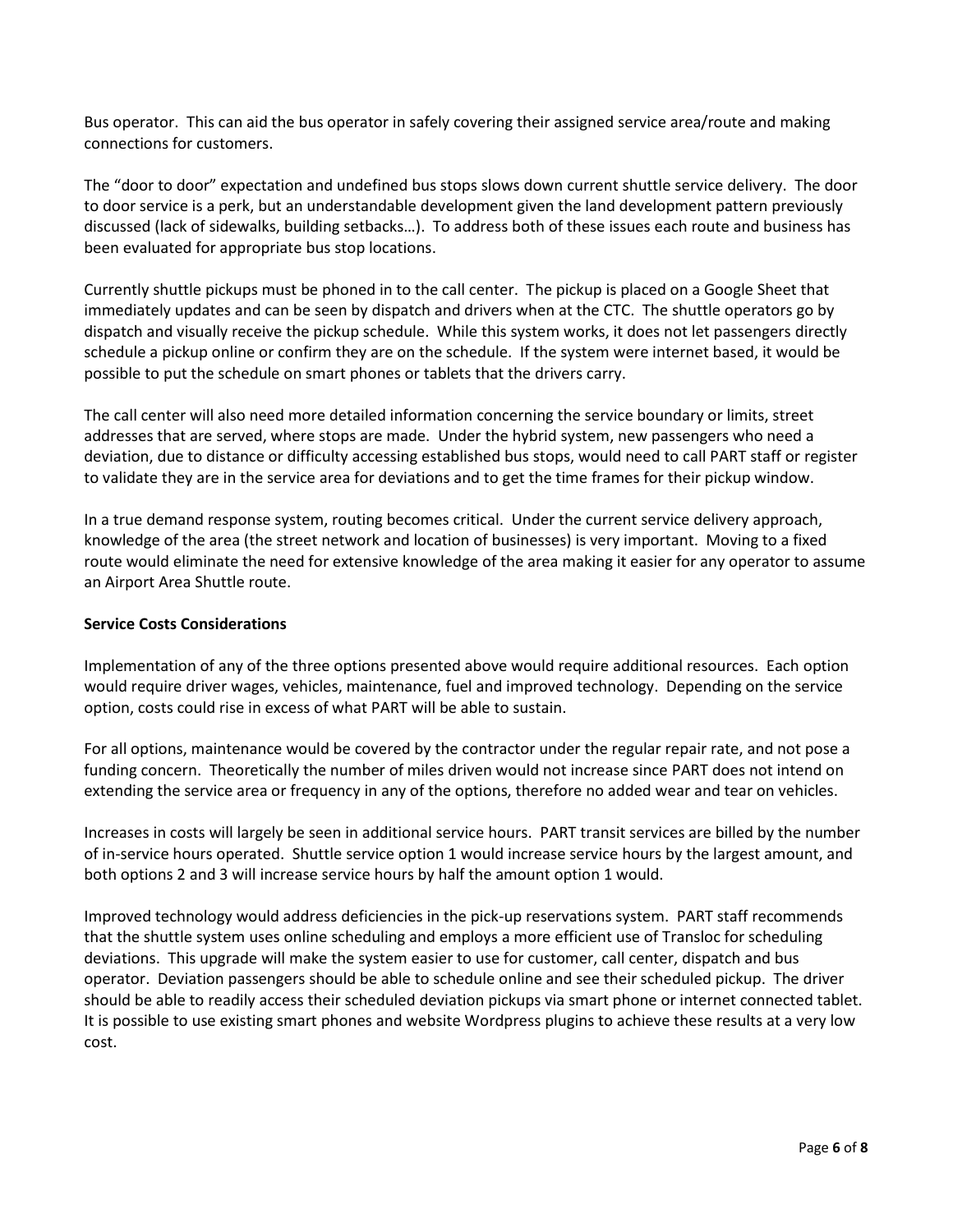Bus operator. This can aid the bus operator in safely covering their assigned service area/route and making connections for customers.

The "door to door" expectation and undefined bus stops slows down current shuttle service delivery. The door to door service is a perk, but an understandable development given the land development pattern previously discussed (lack of sidewalks, building setbacks…). To address both of these issues each route and business has been evaluated for appropriate bus stop locations.

Currently shuttle pickups must be phoned in to the call center. The pickup is placed on a Google Sheet that immediately updates and can be seen by dispatch and drivers when at the CTC. The shuttle operators go by dispatch and visually receive the pickup schedule. While this system works, it does not let passengers directly schedule a pickup online or confirm they are on the schedule. If the system were internet based, it would be possible to put the schedule on smart phones or tablets that the drivers carry.

The call center will also need more detailed information concerning the service boundary or limits, street addresses that are served, where stops are made. Under the hybrid system, new passengers who need a deviation, due to distance or difficulty accessing established bus stops, would need to call PART staff or register to validate they are in the service area for deviations and to get the time frames for their pickup window.

In a true demand response system, routing becomes critical. Under the current service delivery approach, knowledge of the area (the street network and location of businesses) is very important. Moving to a fixed route would eliminate the need for extensive knowledge of the area making it easier for any operator to assume an Airport Area Shuttle route.

**Service Costs Considerations**

Implementation of any of the three options presented above would require additional resources. Each option would require driver wages, vehicles, maintenance, fuel and improved technology. Depending on the service option, costs could rise in excess of what PART will be able to sustain.

For all options, maintenance would be covered by the contractor under the regular repair rate, and not pose a funding concern. Theoretically the number of miles driven would not increase since PART does not intend on extending the service area or frequency in any of the options, therefore no added wear and tear on vehicles.

Increases in costs will largely be seen in additional service hours. PART transit services are billed by the number of in-service hours operated. Shuttle service option 1 would increase service hours by the largest amount, and both options 2 and 3 will increase service hours by half the amount option 1 would.

Improved technology would address deficiencies in the pick-up reservations system. PART staff recommends that the shuttle system uses online scheduling and employs a more efficient use of Transloc for scheduling deviations. This upgrade will make the system easier to use for customer, call center, dispatch and bus operator. Deviation passengers should be able to schedule online and see their scheduled pickup. The driver should be able to readily access their scheduled deviation pickups via smart phone or internet connected tablet. It is possible to use existing smart phones and website Wordpress plugins to achieve these results at a very low cost.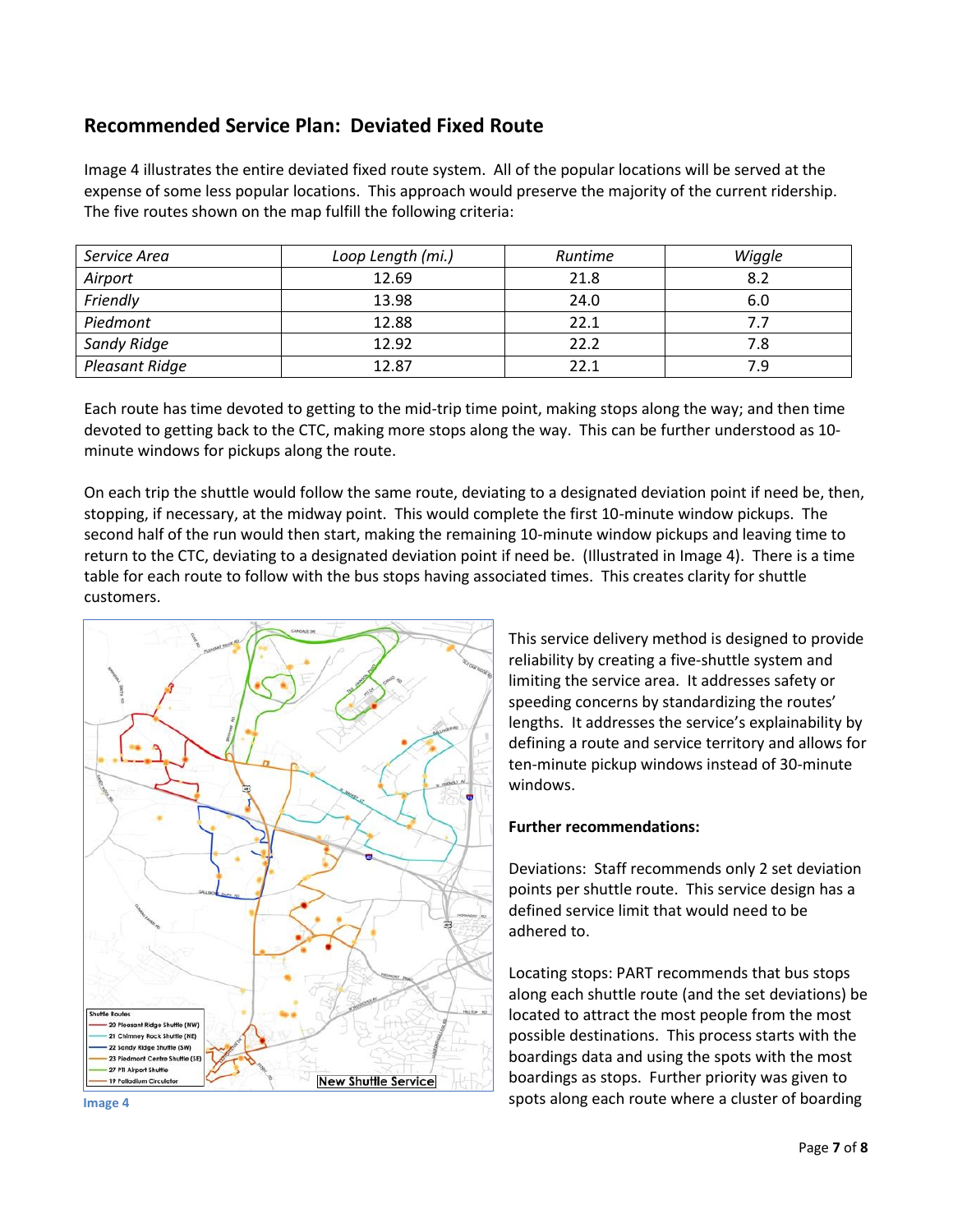## Recommended Service Plan: Deviated Fixed Route

Image 4 illustrates the entire deviated fixed route system. All of the popular locations will be served at the expense of some less popular locations. This approach would preserve the majority of the current ridership. The five routes shown on the map fulfill the following criteria:

| *Service Area* | *Loop Length (mi.)* | *Runtime* | *Wiggle* |
|---|---|---|---|
| *Airport* | 12.69 | 21.8 | 8.2 |
| *Friendly* | 13.98 | 24.0 | 6.0 |
| *Piedmont* | 12.88 | 22.1 | 7.7 |
| *Sandy Ridge* | 12.92 | 22.2 | 7.8 |
| *Pleasant Ridge* | 12.87 | 22.1 | 7.9 |

Each route has time devoted to getting to the mid-trip time point, making stops along the way; and then time devoted to getting back to the CTC, making more stops along the way. This can be further understood as 10-minute windows for pickups along the route.

On each trip the shuttle would follow the same route, deviating to a designated deviation point if need be, then, stopping, if necessary, at the midway point. This would complete the first 10-minute window pickups. The second half of the run would then start, making the remaining 10-minute window pickups and leaving time to return to the CTC, deviating to a designated deviation point if need be. (Illustrated in Image 4). There is a time table for each route to follow with the bus stops having associated times. This creates clarity for shuttle customers.

Image 4

This service delivery method is designed to provide reliability by creating a five-shuttle system and limiting the service area. It addresses safety or speeding concerns by standardizing the routes' lengths. It addresses the service's explainability by defining a route and service territory and allows for ten-minute pickup windows instead of 30-minute windows.

**Further recommendations:**

Deviations: Staff recommends only 2 set deviation points per shuttle route. This service design has a defined service limit that would need to be adhered to.

Locating stops: PART recommends that bus stops along each shuttle route (and the set deviations) be located to attract the most people from the most possible destinations. This process starts with the boardings data and using the spots with the most boardings as stops. Further priority was given to spots along each route where a cluster of boarding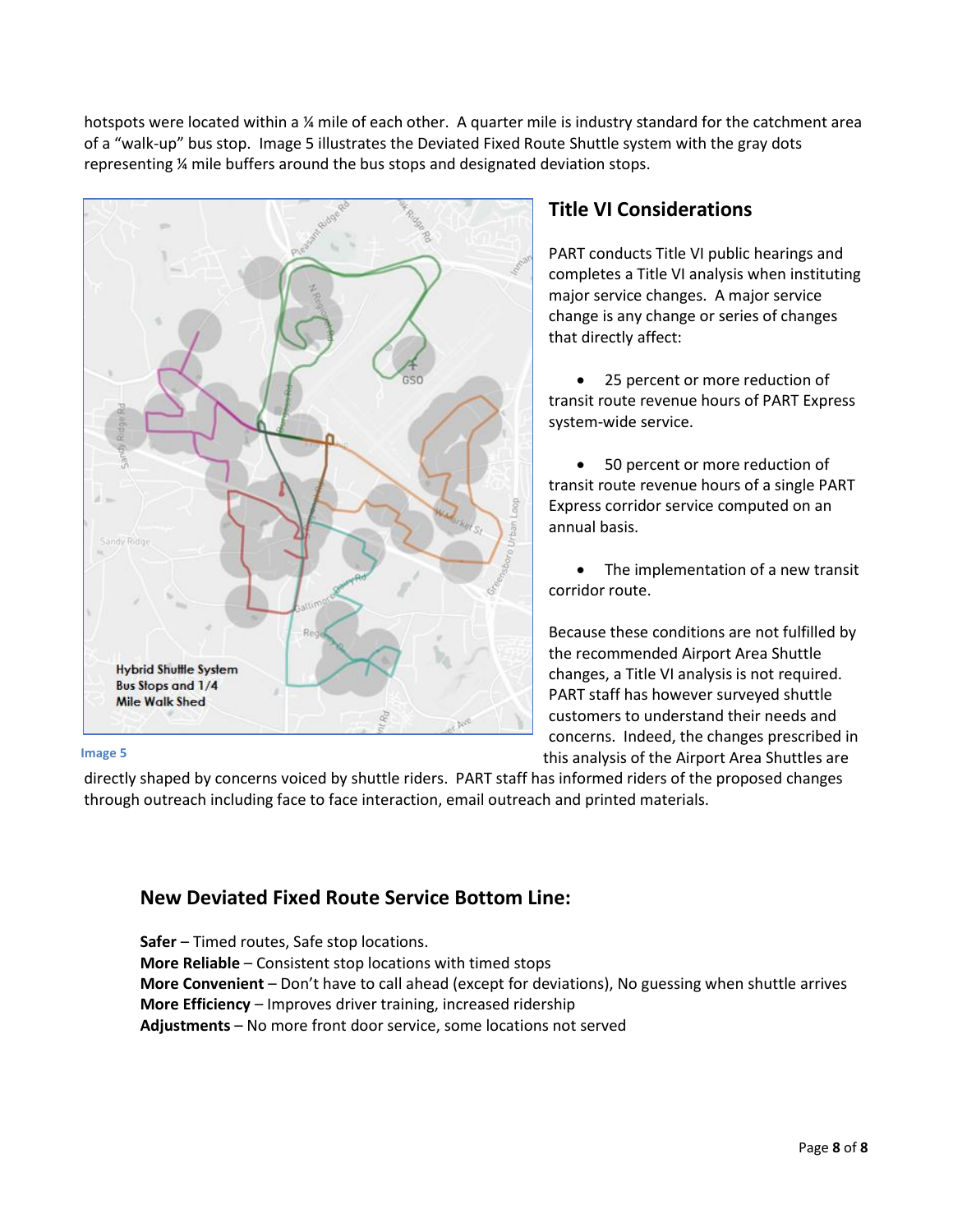hotspots were located within a ¼ mile of each other. A quarter mile is industry standard for the catchment area of a "walk-up" bus stop. Image 5 illustrates the Deviated Fixed Route Shuttle system with the gray dots representing ¼ mile buffers around the bus stops and designated deviation stops.

Hybrid Shuttle System
Bus Stops and 1/4
Mile Walk Shed

Image 5

## Title VI Considerations

PART conducts Title VI public hearings and completes a Title VI analysis when instituting major service changes. A major service change is any change or series of changes that directly affect:

- 25 percent or more reduction of transit route revenue hours of PART Express system-wide service.
- 50 percent or more reduction of transit route revenue hours of a single PART Express corridor service computed on an annual basis.
- The implementation of a new transit corridor route.

Because these conditions are not fulfilled by the recommended Airport Area Shuttle changes, a Title VI analysis is not required. PART staff has however surveyed shuttle customers to understand their needs and concerns. Indeed, the changes prescribed in this analysis of the Airport Area Shuttles are directly shaped by concerns voiced by shuttle riders. PART staff has informed riders of the proposed changes through outreach including face to face interaction, email outreach and printed materials.

## New Deviated Fixed Route Service Bottom Line:

**Safer** – Timed routes, Safe stop locations.
**More Reliable** – Consistent stop locations with timed stops
**More Convenient** – Don't have to call ahead (except for deviations), No guessing when shuttle arrives
**More Efficiency** – Improves driver training, increased ridership
**Adjustments** – No more front door service, some locations not served